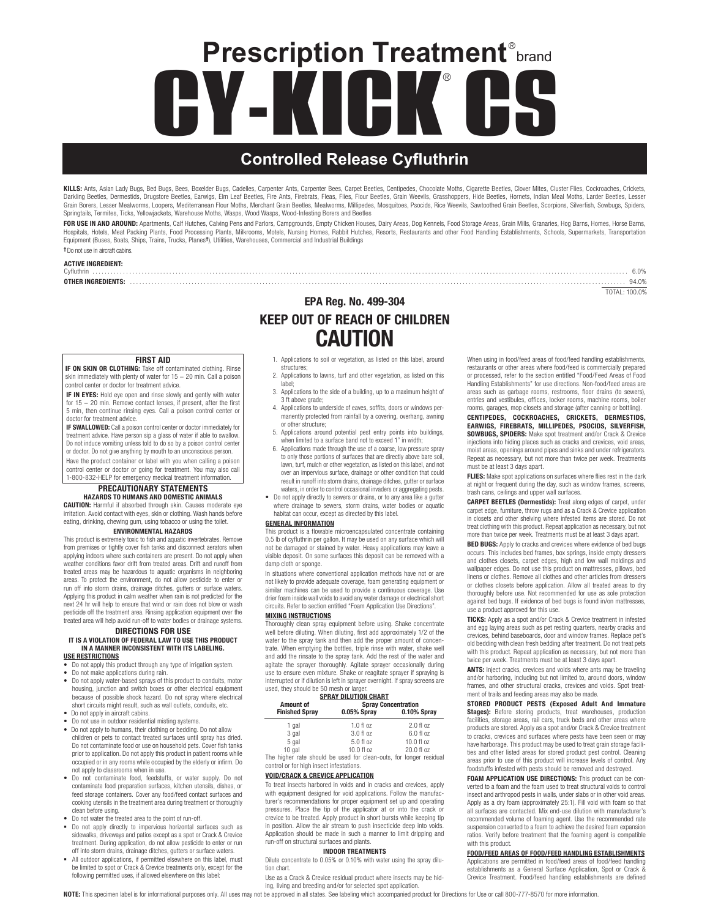# Prescription Treatment® brand

# CY-KICK® CS

## Controlled Release Cyfluthrin

**KILLS:** Ants, Asian Lady Bugs, Bed Bugs, Bees, Boxelder Bugs, Cadelles, Carpenter Ants, Carpenter Bees, Carpet Beetles, Centipedes, Chocolate Moths, Cigarette Beetles, Clover Mites, Cluster Flies, Cockroaches, Crickets, Darkling Beetles, Dermestids, Drugstore Beetles, Earwigs, Elm Leaf Beetles, Fire Ants, Firebrats, Fleas, Flies, Flour Beetles, Grain Weevils, Grasshoppers, Hide Beetles, Hornets, Indian Meal Moths, Larder Beetles, Lesser Grain Borers, Lesser Mealworms, Loopers, Mediterranean Flour Moths, Merchant Grain Beetles, Mealworms, Millipedes, Mosquitoes, Psocids, Rice Weevils, Sawtoothed Grain Beetles, Scorpions, Silverfish, Sowbugs, Spiders, Springtails, Termites, Ticks, Yellowjackets, Warehouse Moths, Wasps, Wood Wasps, Wood-Infesting Borers and Beetles

**FOR USE IN AND AROUND:** Apartments, Calf Hutches, Calving Pens and Parlors, Campgrounds, Empty Chicken Houses, Dairy Areas, Dog Kennels, Food Storage Areas, Grain Mills, Granaries, Hog Barns, Homes, Horse Barns, Hospitals, Hotels, Meat Packing Plants, Food Processing Plants, Milkrooms, Motels, Nursing Homes, Rabbit Hutches, Resorts, Restaurants and other Food Handling Establishments, Schools, Supermarkets, Transportation Equipment (Buses, Boats, Ships, Trains, Trucks, Planes†), Utilities, Warehouses, Commercial and Industrial Buildings

† Do not use in aircraft cabins.

**ACTIVE INGREDIENT:**

| | |
|---|---|
| Cyfluthrin | 6.0% |
| **OTHER INGREDIENTS:** | 94.0% |
| | TOTAL: 100.0% |

**EPA Reg. No. 499-304**

**KEEP OUT OF REACH OF CHILDREN**

# CAUTION

### FIRST AID

**IF ON SKIN OR CLOTHING:** Take off contaminated clothing. Rinse skin immediately with plenty of water for 15 – 20 min. Call a poison control center or doctor for treatment advice.

**IF IN EYES:** Hold eye open and rinse slowly and gently with water for 15 – 20 min. Remove contact lenses, if present, after the first 5 min, then continue rinsing eyes. Call a poison control center or doctor for treatment advice.

**IF SWALLOWED:** Call a poison control center or doctor immediately for treatment advice. Have person sip a glass of water if able to swallow. Do not induce vomiting unless told to do so by a poison control center or doctor. Do not give anything by mouth to an unconscious person.

Have the product container or label with you when calling a poison control center or doctor or going for treatment. You may also call 1-800-832-HELP for emergency medical treatment information.

### PRECAUTIONARY STATEMENTS

#### HAZARDS TO HUMANS AND DOMESTIC ANIMALS

**CAUTION:** Harmful if absorbed through skin. Causes moderate eye irritation. Avoid contact with eyes, skin or clothing. Wash hands before eating, drinking, chewing gum, using tobacco or using the toilet.

#### ENVIRONMENTAL HAZARDS

This product is extremely toxic to fish and aquatic invertebrates. Remove from premises or tightly cover fish tanks and disconnect aerators when applying indoors where such containers are present. Do not apply when weather conditions favor drift from treated areas. Drift and runoff from treated areas may be hazardous to aquatic organisms in neighboring areas. To protect the environment, do not allow pesticide to enter or run off into storm drains, drainage ditches, gutters or surface waters. Applying this product in calm weather when rain is not predicted for the next 24 hr will help to ensure that wind or rain does not blow or wash pesticide off the treatment area. Rinsing application equipment over the treated area will help avoid run-off to water bodies or drainage systems.

### DIRECTIONS FOR USE

**IT IS A VIOLATION OF FEDERAL LAW TO USE THIS PRODUCT IN A MANNER INCONSISTENT WITH ITS LABELING.**

#### USE RESTRICTIONS

- Do not apply this product through any type of irrigation system.
- Do not make applications during rain.
- Do not apply water-based sprays of this product to conduits, motor housing, junction and switch boxes or other electrical equipment because of possible shock hazard. Do not spray where electrical short circuits might result, such as wall outlets, conduits, etc.
- Do not apply in aircraft cabins.
- Do not use in outdoor residential misting systems.
- Do not apply to humans, their clothing or bedding. Do not allow children or pets to contact treated surfaces until spray has dried. Do not contaminate food or use on household pets. Cover fish tanks prior to application. Do not apply this product in patient rooms while occupied or in any rooms while occupied by the elderly or infirm. Do not apply to classrooms when in use.
- Do not contaminate food, feedstuffs, or water supply. Do not contaminate food preparation surfaces, kitchen utensils, dishes, or feed storage containers. Cover any food/feed contact surfaces and cooking utensils in the treatment area during treatment or thoroughly clean before using.
- Do not water the treated area to the point of run-off.
- Do not apply directly to impervious horizontal surfaces such as sidewalks, driveways and patios except as a spot or Crack & Crevice treatment. During application, do not allow pesticide to enter or run off into storm drains, drainage ditches, gutters or surface waters.
- All outdoor applications, if permitted elsewhere on this label, must be limited to spot or Crack & Crevice treatments only, except for the following permitted uses, if allowed elsewhere on this label:
  1. Applications to soil or vegetation, as listed on this label, around structures;
  2. Applications to lawns, turf and other vegetation, as listed on this label;
  3. Applications to the side of a building, up to a maximum height of 3 ft above grade;
  4. Applications to underside of eaves, soffits, doors or windows permanently protected from rainfall by a covering, overhang, awning or other structure;
  5. Applications around potential pest entry points into buildings, when limited to a surface band not to exceed 1" in width;
  6. Applications made through the use of a coarse, low pressure spray to only those portions of surfaces that are directly above bare soil, lawn, turf, mulch or other vegetation, as listed on this label, and not over an impervious surface, drainage or other condition that could result in runoff into storm drains, drainage ditches, gutter or surface waters, in order to control occasional invaders or aggregating pests.
- Do not apply directly to sewers or drains, or to any area like a gutter where drainage to sewers, storm drains, water bodies or aquatic habitat can occur, except as directed by this label.

#### GENERAL INFORMATION

This product is a flowable microencapsulated concentrate containing 0.5 lb of cyfluthrin per gallon. It may be used on any surface which will not be damaged or stained by water. Heavy applications may leave a visible deposit. On some surfaces this deposit can be removed with a damp cloth or sponge.

In situations where conventional application methods have not or are not likely to provide adequate coverage, foam generating equipment or similar machines can be used to provide a continuous coverage. Use drier foam inside wall voids to avoid any water damage or electrical short circuits. Refer to section entitled "Foam Application Use Directions".

#### MIXING INSTRUCTIONS

Thoroughly clean spray equipment before using. Shake concentrate well before diluting. When diluting, first add approximately 1/2 of the water to the spray tank and then add the proper amount of concentrate. When emptying the bottles, triple rinse with water, shake well and add the rinsate to the spray tank. Add the rest of the water and agitate the sprayer thoroughly. Agitate sprayer occasionally during use to ensure even mixture. Shake or reagitate sprayer if spraying is interrupted or if dilution is left in sprayer overnight. If spray screens are used, they should be 50 mesh or larger.

**SPRAY DILUTION CHART**

| Amount of Finished Spray | Spray Concentration: 0.05% Spray | 0.10% Spray |
|---|---|---|
| 1 gal | 1.0 fl oz | 2.0 fl oz |
| 3 gal | 3.0 fl oz | 6.0 fl oz |
| 5 gal | 5.0 fl oz | 10.0 fl oz |
| 10 gal | 10.0 fl oz | 20.0 fl oz |

The higher rate should be used for clean-outs, for longer residual control or for high insect infestations.

#### VOID/CRACK & CREVICE APPLICATION

To treat insects harbored in voids and in cracks and crevices, apply with equipment designed for void applications. Follow the manufacturer's recommendations for proper equipment set up and operating pressures. Place the tip of the applicator at or into the crack or crevice to be treated. Apply product in short bursts while keeping tip in position. Allow the air stream to push insecticide deep into voids. Application should be made in such a manner to limit dripping and run-off on structural surfaces and plants.

#### INDOOR TREATMENTS

Dilute concentrate to 0.05% or 0.10% with water using the spray dilution chart.

Use as a Crack & Crevice residual product where insects may be hiding, living and breeding and/or for selected spot application.

When using in food/feed areas of food/feed handling establishments, restaurants or other areas where food/feed is commercially prepared or processed, refer to the section entitled "Food/Feed Areas of Food Handling Establishments" for use directions. Non-food/feed areas are areas such as garbage rooms, restrooms, floor drains (to sewers), entries and vestibules, offices, locker rooms, machine rooms, boiler rooms, garages, mop closets and storage (after canning or bottling).

**CENTIPEDES, COCKROACHES, CRICKETS, DERMESTIDS, EARWIGS, FIREBRATS, MILLIPEDES, PSOCIDS, SILVERFISH, SOWBUGS, SPIDERS:** Make spot treatment and/or Crack & Crevice injections into hiding places such as cracks and crevices, void areas, moist areas, openings around pipes and sinks and under refrigerators. Repeat as necessary, but not more than twice per week. Treatments must be at least 3 days apart.

**FLIES:** Make spot applications on surfaces where flies rest in the dark at night or frequent during the day, such as window frames, screens, trash cans, ceilings and upper wall surfaces.

**CARPET BEETLES (Dermestids):** Treat along edges of carpet, under carpet edge, furniture, throw rugs and as a Crack & Crevice application in closets and other shelving where infested items are stored. Do not treat clothing with this product. Repeat application as necessary, but not more than twice per week. Treatments must be at least 3 days apart.

**BED BUGS:** Apply to cracks and crevices where evidence of bed bugs occurs. This includes bed frames, box springs, inside empty dressers and clothes closets, carpet edges, high and low wall moldings and wallpaper edges. Do not use this product on mattresses, pillows, bed linens or clothes. Remove all clothes and other articles from dressers or clothes closets before application. Allow all treated areas to dry thoroughly before use. Not recommended for use as sole protection against bed bugs. If evidence of bed bugs is found in/on mattresses, use a product approved for this use.

**TICKS:** Apply as a spot and/or Crack & Crevice treatment in infested and egg laying areas such as pet resting quarters, nearby cracks and crevices, behind baseboards, door and window frames. Replace pet's old bedding with clean fresh bedding after treatment. Do not treat pets with this product. Repeat application as necessary, but not more than twice per week. Treatments must be at least 3 days apart.

**ANTS:** Inject cracks, crevices and voids where ants may be traveling and/or harboring, including but not limited to, around doors, window frames, and other structural cracks, crevices and voids. Spot treatment of trails and feeding areas may also be made.

**STORED PRODUCT PESTS (Exposed Adult And Immature Stages):** Before storing products, treat warehouses, production facilities, storage areas, rail cars, truck beds and other areas where products are stored. Apply as a spot and/or Crack & Crevice treatment to cracks, crevices and surfaces where pests have been seen or may have harborage. This product may be used to treat grain storage facilities and other listed areas for stored product pest control. Cleaning areas prior to use of this product will increase levels of control. Any foodstuffs infested with pests should be removed and destroyed.

**FOAM APPLICATION USE DIRECTIONS:** This product can be converted to a foam and the foam used to treat structural voids to control insect and arthropod pests in walls, under slabs or in other void areas. Apply as a dry foam (approximately 25:1). Fill void with foam so that all surfaces are contacted. Mix end-use dilution with manufacturer's recommended volume of foaming agent. Use the recommended rate suspension converted to a foam to achieve the desired foam expansion ratios. Verify before treatment that the foaming agent is compatible with this product.

#### FOOD/FEED AREAS OF FOOD/FEED HANDLING ESTABLISHMENTS

Applications are permitted in food/feed areas of food/feed handling establishments as a General Surface Application, Spot or Crack & Crevice Treatment. Food/feed handling establishments are defined

**NOTE:** This specimen label is for informational purposes only. All uses may not be approved in all states. See labeling which accompanied product for Directions for Use or call 800-777-8570 for more information.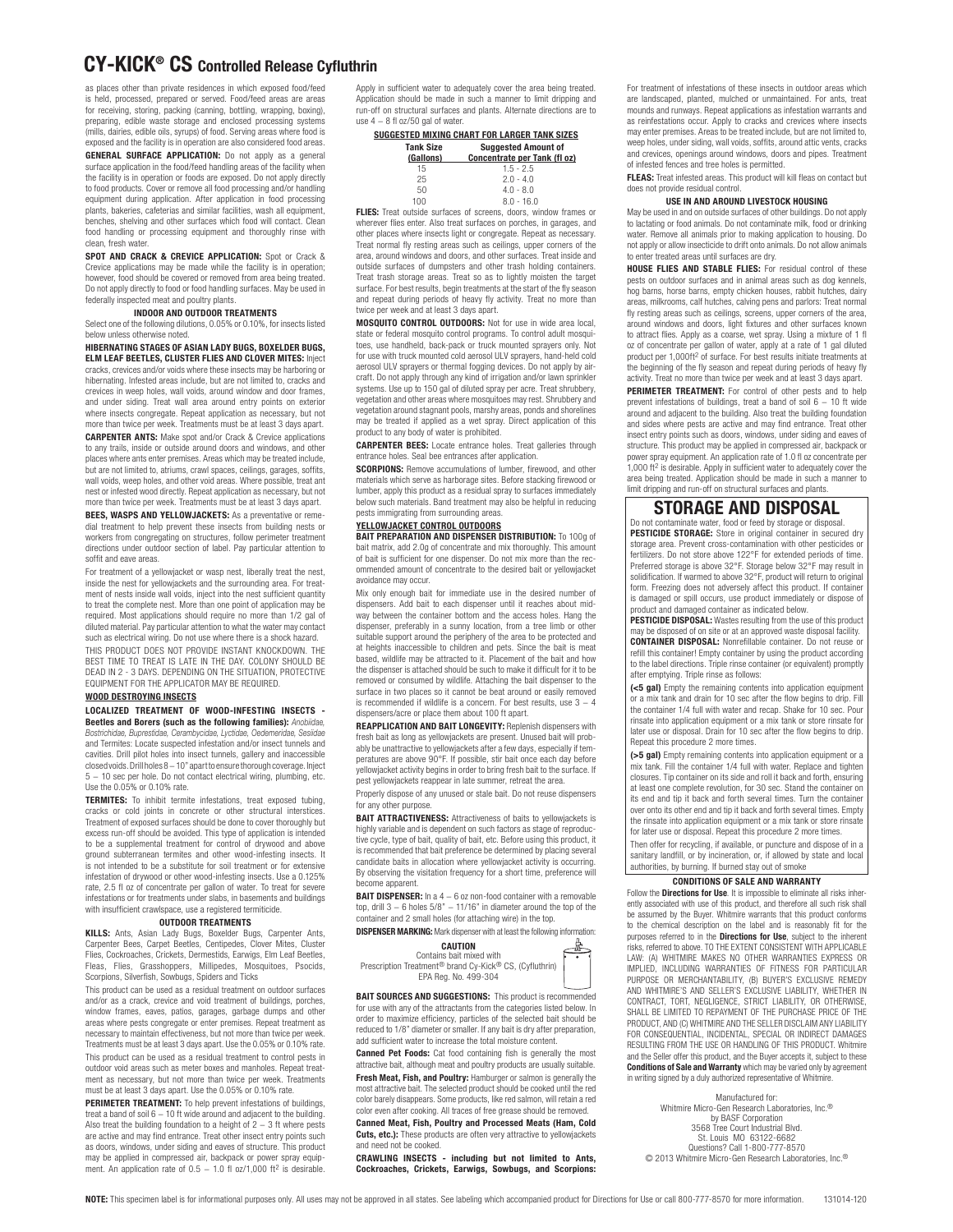# CY-KICK® CS Controlled Release Cyfluthrin

as places other than private residences in which exposed food/feed is held, processed, prepared or served. Food/feed areas are areas for receiving, storing, packing (canning, bottling, wrapping, boxing), preparing, edible waste storage and enclosed processing systems (mills, dairies, edible oils, syrups) of food. Serving areas where food is exposed and the facility is in operation are also considered food areas.

**GENERAL SURFACE APPLICATION:** Do not apply as a general surface application in the food/feed handling areas of the facility when the facility is in operation or foods are exposed. Do not apply directly to food products. Cover or remove all food processing and/or handling equipment during application. After application in food processing plants, bakeries, cafeterias and similar facilities, wash all equipment, benches, shelving and other surfaces which food will contact. Clean food handling or processing equipment and thoroughly rinse with clean, fresh water.

**SPOT AND CRACK & CREVICE APPLICATION:** Spot or Crack & Crevice applications may be made while the facility is in operation; however, food should be covered or removed from area being treated. Do not apply directly to food or food handling surfaces. May be used in federally inspected meat and poultry plants.

### INDOOR AND OUTDOOR TREATMENTS

Select one of the following dilutions, 0.05% or 0.10%, for insects listed below unless otherwise noted.

**HIBERNATING STAGES OF ASIAN LADY BUGS, BOXELDER BUGS, ELM LEAF BEETLES, CLUSTER FLIES AND CLOVER MITES:** Inject cracks, crevices and/or voids where these insects may be harboring or hibernating. Infested areas include, but are not limited to, cracks and crevices in weep holes, wall voids, around window and door frames, and under siding. Treat wall area around entry points on exterior where insects congregate. Repeat application as necessary, but not more than twice per week. Treatments must be at least 3 days apart.

**CARPENTER ANTS:** Make spot and/or Crack & Crevice applications to any trails, inside or outside around doors and windows, and other places where ants enter premises. Areas which may be treated include, but are not limited to, atriums, crawl spaces, ceilings, garages, soffits, wall voids, weep holes, and other void areas. Where possible, treat ant nest or infested wood directly. Repeat application as necessary, but not more than twice per week. Treatments must be at least 3 days apart.

**BEES, WASPS AND YELLOWJACKETS:** As a preventative or remedial treatment to help prevent these insects from building nests or workers from congregating on structures, follow perimeter treatment directions under outdoor section of label. Pay particular attention to soffit and eave areas.

For treatment of a yellowjacket or wasp nest, liberally treat the nest, inside the nest for yellowjackets and the surrounding area. For treatment of nests inside wall voids, inject into the nest sufficient quantity to treat the complete nest. More than one point of application may be required. Most applications should require no more than 1/2 gal of diluted material. Pay particular attention to what the water may contact such as electrical wiring. Do not use where there is a shock hazard.

THIS PRODUCT DOES NOT PROVIDE INSTANT KNOCKDOWN. THE BEST TIME TO TREAT IS LATE IN THE DAY. COLONY SHOULD BE DEAD IN 2 - 3 DAYS. DEPENDING ON THE SITUATION, PROTECTIVE EQUIPMENT FOR THE APPLICATOR MAY BE REQUIRED.

**WOOD DESTROYING INSECTS**

**LOCALIZED TREATMENT OF WOOD-INFESTING INSECTS - Beetles and Borers (such as the following families):** *Anobiidae, Bostrichidae, Buprestidae, Cerambycidae, Lyctidae, Oedemeridae, Sesiidae* and Termites: Locate suspected infestation and/or insect tunnels and cavities. Drill pilot holes into insect tunnels, gallery and inaccessible closed voids. Drill holes 8 – 10" apart to ensure thorough coverage. Inject 5 – 10 sec per hole. Do not contact electrical wiring, plumbing, etc. Use the 0.05% or 0.10% rate.

**TERMITES:** To inhibit termite infestations, treat exposed tubing, cracks or cold joints in concrete or other structural interstices. Treatment of exposed surfaces should be done to cover thoroughly but excess run-off should be avoided. This type of application is intended to be a supplemental treatment for control of drywood and above ground subterranean termites and other wood-infesting insects. It is not intended to be a substitute for soil treatment or for extensive infestation of drywood or other wood-infesting insects. Use a 0.125% rate, 2.5 fl oz of concentrate per gallon of water. To treat for severe infestations or for treatments under slabs, in basements and buildings with insufficient crawlspace, use a registered termiticide.

### OUTDOOR TREATMENTS

**KILLS:** Ants, Asian Lady Bugs, Boxelder Bugs, Carpenter Ants, Carpenter Bees, Carpet Beetles, Centipedes, Clover Mites, Cluster Flies, Cockroaches, Crickets, Dermestids, Earwigs, Elm Leaf Beetles, Fleas, Flies, Grasshoppers, Millipedes, Mosquitoes, Psocids, Scorpions, Silverfish, Sowbugs, Spiders and Ticks

This product can be used as a residual treatment on outdoor surfaces and/or as a crack, crevice and void treatment of buildings, porches, window frames, eaves, patios, garages, garbage dumps and other areas where pests congregate or enter premises. Repeat treatment as necessary to maintain effectiveness, but not more than twice per week. Treatments must be at least 3 days apart. Use the 0.05% or 0.10% rate.

This product can be used as a residual treatment to control pests in outdoor void areas such as meter boxes and manholes. Repeat treatment as necessary, but not more than twice per week. Treatments must be at least 3 days apart. Use the 0.05% or 0.10% rate.

**PERIMETER TREATMENT:** To help prevent infestations of buildings, treat a band of soil 6 – 10 ft wide around and adjacent to the building. Also treat the building foundation to a height of 2 – 3 ft where pests are active and may find entrance. Treat other insect entry points such as doors, windows, under siding and eaves of structure. This product may be applied in compressed air, backpack or power spray equipment. An application rate of 0.5 – 1.0 fl oz/1,000 ft$^2$ is desirable. Apply in sufficient water to adequately cover the area being treated. Application should be made in such a manner to limit dripping and run-off on structural surfaces and plants. Alternate directions are to use 4 – 8 fl oz/50 gal of water.

**SUGGESTED MIXING CHART FOR LARGER TANK SIZES**

| Tank Size (Gallons) | Suggested Amount of Concentrate per Tank (fl oz) |
|---|---|
| 15 | 1.5 - 2.5 |
| 25 | 2.0 - 4.0 |
| 50 | 4.0 - 8.0 |
| 100 | 8.0 - 16.0 |

**FLIES:** Treat outside surfaces of screens, doors, window frames or wherever flies enter. Also treat surfaces on porches, in garages, and other places where insects light or congregate. Repeat as necessary. Treat normal fly resting areas such as ceilings, upper corners of the area, around windows and doors, and other surfaces. Treat inside and outside surfaces of dumpsters and other trash holding containers. Treat trash storage areas. Treat so as to lightly moisten the target surface. For best results, begin treatments at the start of the fly season and repeat during periods of heavy fly activity. Treat no more than twice per week and at least 3 days apart.

**MOSQUITO CONTROL OUTDOORS:** Not for use in wide area local, state or federal mosquito control programs. To control adult mosquitoes, use handheld, back-pack or truck mounted sprayers only. Not for use with truck mounted cold aerosol ULV sprayers, hand-held cold aerosol ULV sprayers or thermal fogging devices. Do not apply by aircraft. Do not apply through any kind of irrigation and/or lawn sprinkler systems. Use up to 150 gal of diluted spray per acre. Treat shrubbery, vegetation and other areas where mosquitoes may rest. Shrubbery and vegetation around stagnant pools, marshy areas, ponds and shorelines may be treated if applied as a wet spray. Direct application of this product to any body of water is prohibited.

**CARPENTER BEES:** Locate entrance holes. Treat galleries through entrance holes. Seal bee entrances after application.

**SCORPIONS:** Remove accumulations of lumber, firewood, and other materials which serve as harborage sites. Before stacking firewood or lumber, apply this product as a residual spray to surfaces immediately below such materials. Band treatment may also be helpful in reducing pests immigrating from surrounding areas.

**YELLOWJACKET CONTROL OUTDOORS**

**BAIT PREPARATION AND DISPENSER DISTRIBUTION:** To 100g of bait matrix, add 2.0g of concentrate and mix thoroughly. This amount of bait is sufficient for one dispenser. Do not mix more than the recommended amount of concentrate to the desired bait or yellowjacket avoidance may occur.

Mix only enough bait for immediate use in the desired number of dispensers. Add bait to each dispenser until it reaches about midway between the container bottom and the access holes. Hang the dispenser, preferably in a sunny location, from a tree limb or other suitable support around the periphery of the area to be protected and at heights inaccessible to children and pets. Since the bait is meat based, wildlife may be attracted to it. Placement of the bait and how the dispenser is attached should be such to make it difficult for it to be removed or consumed by wildlife. Attaching the bait dispenser to the surface in two places so it cannot be beat around or easily removed is recommended if wildlife is a concern. For best results, use 3 – 4 dispensers/acre or place them about 100 ft apart.

**REAPPLICATION AND BAIT LONGEVITY:** Replenish dispensers with fresh bait as long as yellowjackets are present. Unused bait will probably be unattractive to yellowjackets after a few days, especially if temperatures are above 90°F. If possible, stir bait once each day before yellowjacket activity begins in order to bring fresh bait to the surface. If pest yellowjackets reappear in late summer, retreat the area.

Properly dispose of any unused or stale bait. Do not reuse dispensers for any other purpose.

**BAIT ATTRACTIVENESS:** Attractiveness of baits to yellowjackets is highly variable and is dependent on such factors as stage of reproductive cycle, type of bait, quality of bait, etc. Before using this product, it is recommended that bait preference be determined by placing several candidate baits in allocation where yellowjacket activity is occurring. By observing the visitation frequency for a short time, preference will become apparent.

**BAIT DISPENSER:** In a 4 – 6 oz non-food container with a removable top, drill 3 – 6 holes 5/8" – 11/16" in diameter around the top of the container and 2 small holes (for attaching wire) in the top.

**DISPENSER MARKING:** Mark dispenser with at least the following information:

CAUTION
Contains bait mixed with
Prescription Treatment® brand Cy-Kick® CS, (Cyfluthrin)
EPA Reg. No. 499-304

**BAIT SOURCES AND SUGGESTIONS:** This product is recommended for use with any of the attractants from the categories listed below. In order to maximize efficiency, particles of the selected bait should be reduced to 1/8" diameter or smaller. If any bait is dry after preparation, add sufficient water to increase the total moisture content.

**Canned Pet Foods:** Cat food containing fish is generally the most attractive bait, although meat and poultry products are usually suitable.

**Fresh Meat, Fish, and Poultry:** Hamburger or salmon is generally the most attractive bait. The selected product should be cooked until the red color barely disappears. Some products, like red salmon, will retain a red color even after cooking. All traces of free grease should be removed.

**Canned Meat, Fish, Poultry and Processed Meats (Ham, Cold Cuts, etc.):** These products are often very attractive to yellowjackets and need not be cooked.

**CRAWLING INSECTS - including but not limited to Ants, Cockroaches, Crickets, Earwigs, Sowbugs, and Scorpions:** For treatment of infestations of these insects in outdoor areas which are landscaped, planted, mulched or unmaintained. For ants, treat mounds and runways. Repeat applications as infestation warrants and as reinfestations occur. Apply to cracks and crevices where insects may enter premises. Areas to be treated include, but are not limited to, weep holes, under siding, wall voids, soffits, around attic vents, cracks and crevices, openings around windows, doors and pipes. Treatment of infested fences and tree holes is permitted.

**FLEAS:** Treat infested areas. This product will kill fleas on contact but does not provide residual control.

### USE IN AND AROUND LIVESTOCK HOUSING

May be used in and on outside surfaces of other buildings. Do not apply to lactating or food animals. Do not contaminate milk, food or drinking water. Remove all animals prior to making application to housing. Do not apply or allow insecticide to drift onto animals. Do not allow animals to enter treated areas until surfaces are dry.

**HOUSE FLIES AND STABLE FLIES:** For residual control of these pests on outdoor surfaces and in animal areas such as dog kennels, hog barns, horse barns, empty chicken houses, rabbit hutches, dairy areas, milkrooms, calf hutches, calving pens and parlors: Treat normal fly resting areas such as ceilings, screens, upper corners of the area, around windows and doors, light fixtures and other surfaces known to attract flies. Apply as a coarse, wet spray. Using a mixture of 1 fl oz of concentrate per gallon of water, apply at a rate of 1 gal diluted product per 1,000ft$^2$ of surface. For best results initiate treatments at the beginning of the fly season and repeat during periods of heavy fly activity. Treat no more than twice per week and at least 3 days apart.

**PERIMETER TREATMENT:** For control of other pests and to help prevent infestations of buildings, treat a band of soil 6 – 10 ft wide around and adjacent to the building. Also treat the building foundation and sides where pests are active and may find entrance. Treat other insect entry points such as doors, windows, under siding and eaves of structure. This product may be applied in compressed air, backpack or power spray equipment. An application rate of 1.0 fl oz concentrate per 1,000 ft$^2$ is desirable. Apply in sufficient water to adequately cover the area being treated. Application should be made in such a manner to limit dripping and run-off on structural surfaces and plants.

## STORAGE AND DISPOSAL

Do not contaminate water, food or feed by storage or disposal.

**PESTICIDE STORAGE:** Store in original container in secured dry storage area. Prevent cross-contamination with other pesticides or fertilizers. Do not store above 122°F for extended periods of time. Preferred storage is above 32°F. Storage below 32°F may result in solidification. If warmed to above 32°F, product will return to original form. Freezing does not adversely affect this product. If container is damaged or spill occurs, use product immediately or dispose of product and damaged container as indicated below.

**PESTICIDE DISPOSAL:** Wastes resulting from the use of this product may be disposed of on site or at an approved waste disposal facility.

**CONTAINER DISPOSAL:** Nonrefillable container. Do not reuse or refill this container! Empty container by using the product according to the label directions. Triple rinse container (or equivalent) promptly after emptying. Triple rinse as follows:

**(<5 gal)** Empty the remaining contents into application equipment or a mix tank and drain for 10 sec after the flow begins to drip. Fill the container 1/4 full with water and recap. Shake for 10 sec. Pour rinsate into application equipment or a mix tank or store rinsate for later use or disposal. Drain for 10 sec after the flow begins to drip. Repeat this procedure 2 more times.

**(>5 gal)** Empty remaining contents into application equipment or a mix tank. Fill the container 1/4 full with water. Replace and tighten closures. Tip container on its side and roll it back and forth, ensuring at least one complete revolution, for 30 sec. Stand the container on its end and tip it back and forth several times. Turn the container over onto its other end and tip it back and forth several times. Empty the rinsate into application equipment or a mix tank or store rinsate for later use or disposal. Repeat this procedure 2 more times.

Then offer for recycling, if available, or puncture and dispose of in a sanitary landfill, or by incineration, or, if allowed by state and local authorities, by burning. If burned stay out of smoke

### CONDITIONS OF SALE AND WARRANTY

Follow the **Directions for Use**. It is impossible to eliminate all risks inherently associated with use of this product, and therefore all such risk shall be assumed by the Buyer. Whitmire warrants that this product conforms to the chemical description on the label and is reasonably fit for the purposes referred to in the **Directions for Use**, subject to the inherent risks, referred to above. TO THE EXTENT CONSISTENT WITH APPLICABLE LAW: (A) WHITMIRE MAKES NO OTHER WARRANTIES EXPRESS OR IMPLIED, INCLUDING WARRANTIES OF FITNESS FOR PARTICULAR PURPOSE OR MERCHANTABILITY, (B) BUYER'S EXCLUSIVE REMEDY AND WHITMIRE'S AND SELLER'S EXCLUSIVE LIABILITY, WHETHER IN CONTRACT, TORT, NEGLIGENCE, STRICT LIABILITY, OR OTHERWISE, SHALL BE LIMITED TO REPAYMENT OF THE PURCHASE PRICE OF THE PRODUCT, AND (C) WHITMIRE AND THE SELLER DISCLAIM ANY LIABILITY FOR CONSEQUENTIAL, INCIDENTAL, SPECIAL OR INDIRECT DAMAGES RESULTING FROM THE USE OR HANDLING OF THIS PRODUCT. Whitmire and the Seller offer this product, and the Buyer accepts it, subject to these **Conditions of Sale and Warranty** which may be varied only by agreement in writing signed by a duly authorized representative of Whitmire.

Manufactured for:
Whitmire Micro-Gen Research Laboratories, Inc.®
by BASF Corporation
3568 Tree Court Industrial Blvd.
St. Louis MO 63122-6682
Questions? Call 1-800-777-8570
© 2013 Whitmire Micro-Gen Research Laboratories, Inc.®

**NOTE:** This specimen label is for informational purposes only. All uses may not be approved in all states. See labeling which accompanied product for Directions for Use or call 800-777-8570 for more information. 131014-120